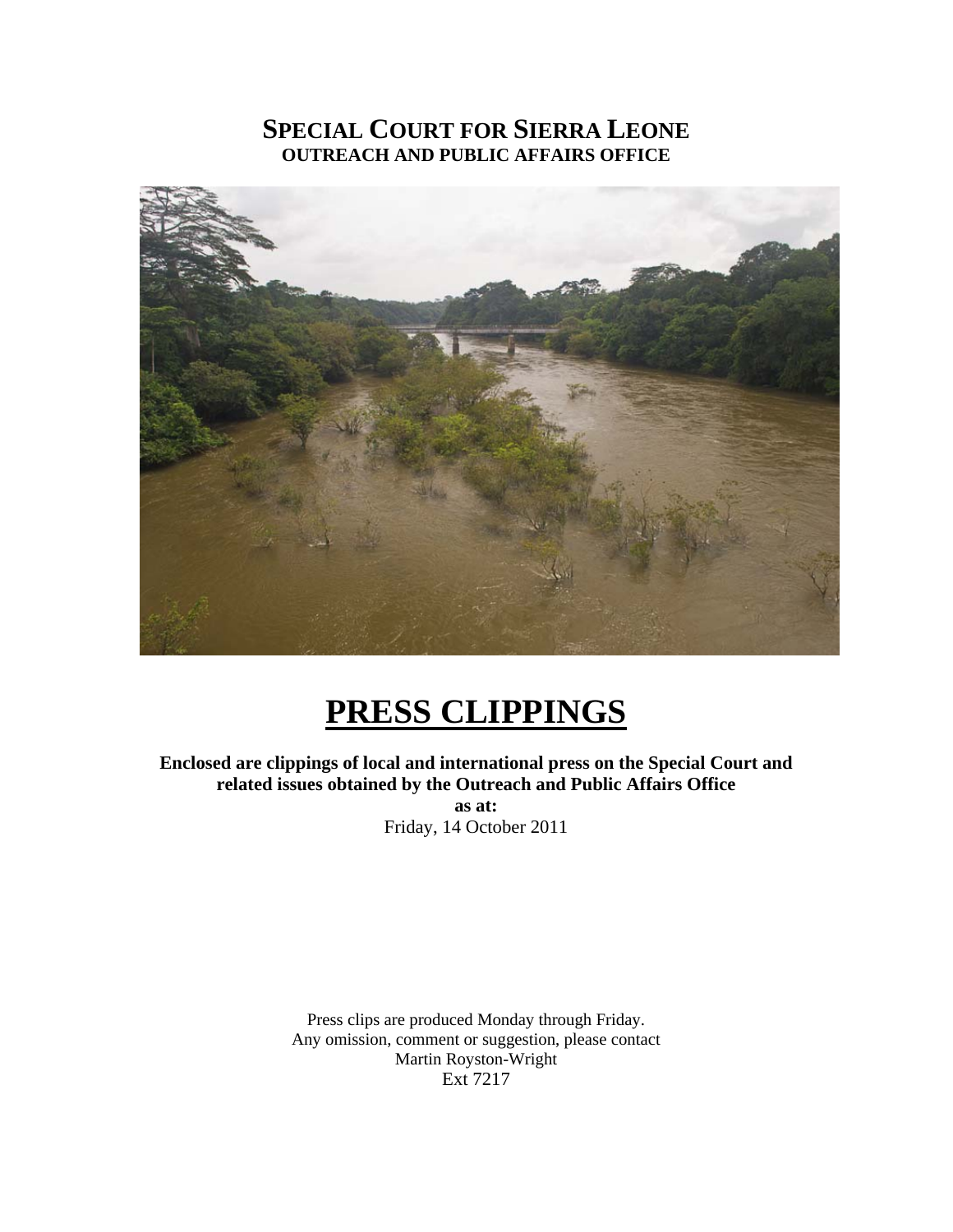# Special Court for Sierra Leone
## OUTREACH AND PUBLIC AFFAIRS OFFICE

# PRESS CLIPPINGS

**Enclosed are clippings of local and international press on the Special Court and related issues obtained by the Outreach and Public Affairs Office**
**as at:**
Friday, 14 October 2011

Press clips are produced Monday through Friday.
Any omission, comment or suggestion, please contact
Martin Royston-Wright
Ext 7217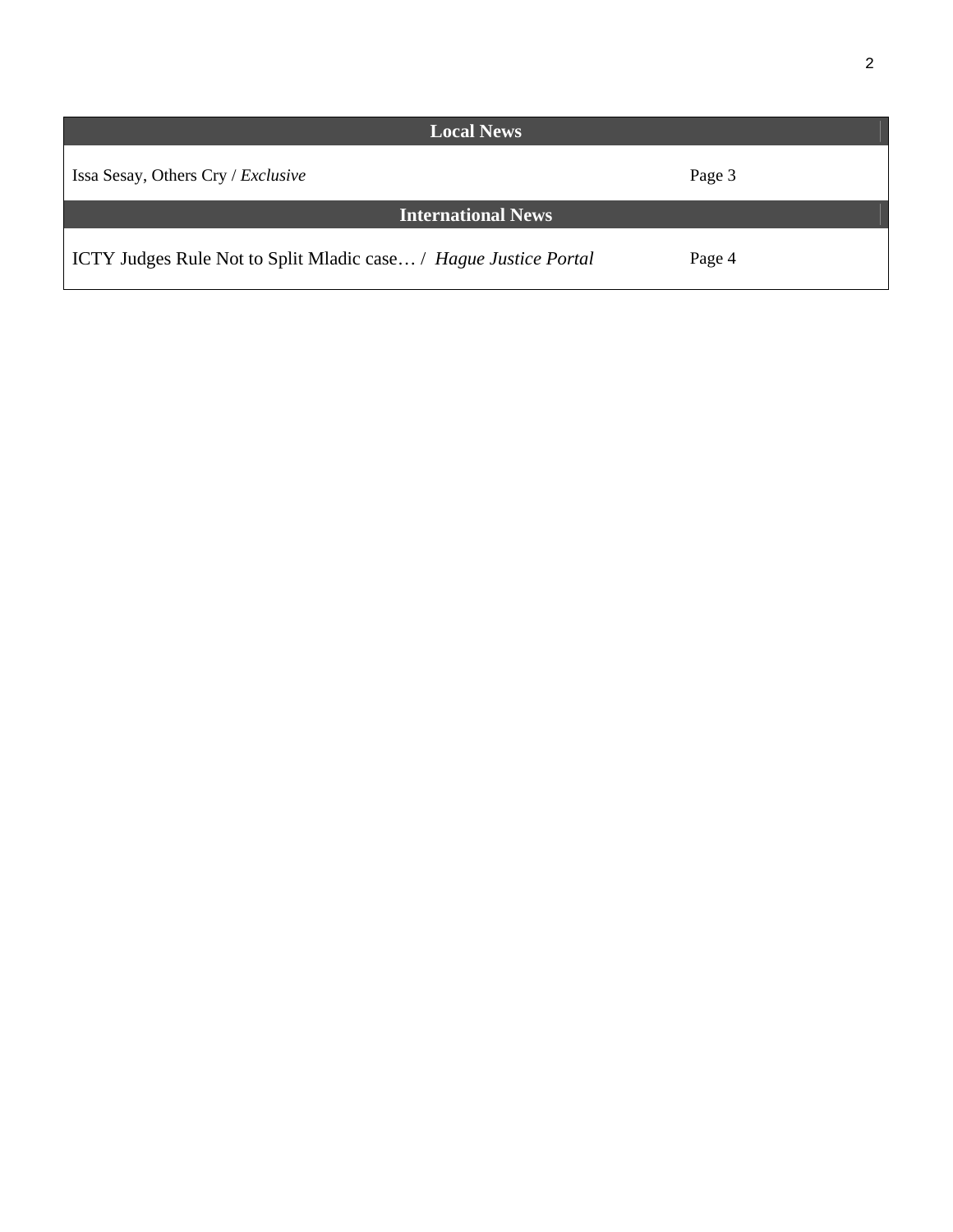| Local News | |
|---|---|
| Issa Sesay, Others Cry / *Exclusive* | Page 3 |
| **International News** | |
| ICTY Judges Rule Not to Split Mladic case… / *Hague Justice Portal* | Page 4 |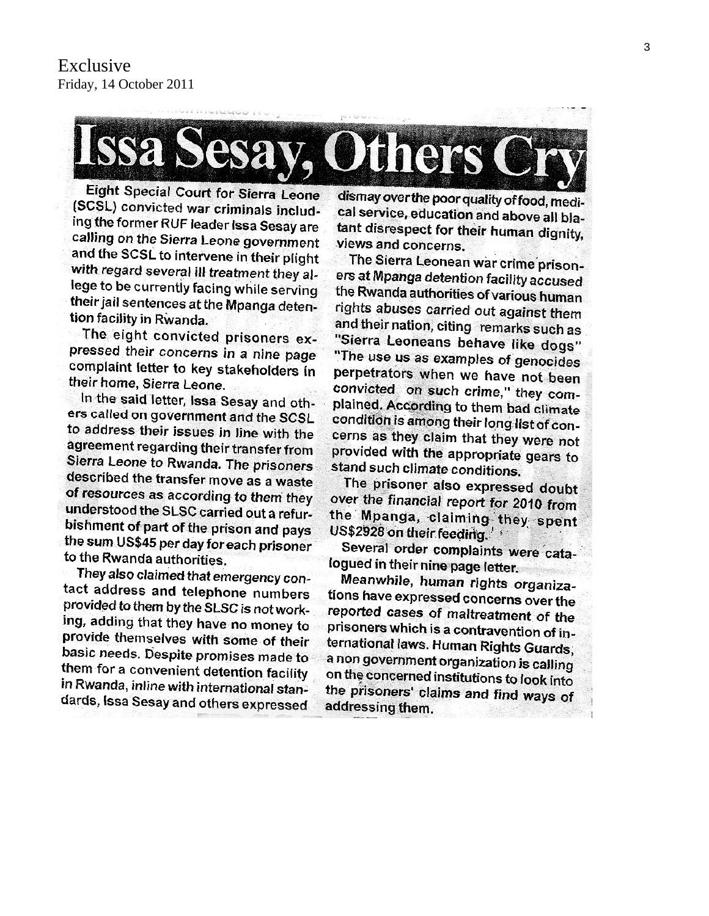Exclusive
Friday, 14 October 2011

# Issa Sesay, Others Cry

Eight Special Court for Sierra Leone (SCSL) convicted war criminals including the former RUF leader Issa Sesay are calling on the Sierra Leone government and the SCSL to intervene in their plight with regard several ill treatment they allege to be currently facing while serving their jail sentences at the Mpanga detention facility in Rwanda.

The eight convicted prisoners expressed their concerns in a nine page complaint letter to key stakeholders in their home, Sierra Leone.

In the said letter, Issa Sesay and others called on government and the SCSL to address their issues in line with the agreement regarding their transfer from Sierra Leone to Rwanda. The prisoners described the transfer move as a waste of resources as according to them they understood the SLSC carried out a refurbishment of part of the prison and pays the sum US$45 per day for each prisoner to the Rwanda authorities.

They also claimed that emergency contact address and telephone numbers provided to them by the SLSC is not working, adding that they have no money to provide themselves with some of their basic needs. Despite promises made to them for a convenient detention facility in Rwanda, inline with international standards, Issa Sesay and others expressed dismay over the poor quality of food, medical service, education and above all blatant disrespect for their human dignity, views and concerns.

The Sierra Leonean war crime prisoners at Mpanga detention facility accused the Rwanda authorities of various human rights abuses carried out against them and their nation, citing remarks such as "Sierra Leoneans behave like dogs" "The use us as examples of genocides perpetrators when we have not been convicted on such crime," they complained. According to them bad climate condition is among their long list of concerns as they claim that they were not provided with the appropriate gears to stand such climate conditions.

The prisoner also expressed doubt over the financial report for 2010 from the Mpanga, claiming they spent US$2928 on their feeding.

Several order complaints were catalogued in their nine page letter.

Meanwhile, human rights organizations have expressed concerns over the reported cases of maltreatment of the prisoners which is a contravention of international laws. Human Rights Guards, a non government organization is calling on the concerned institutions to look into the prisoners' claims and find ways of addressing them.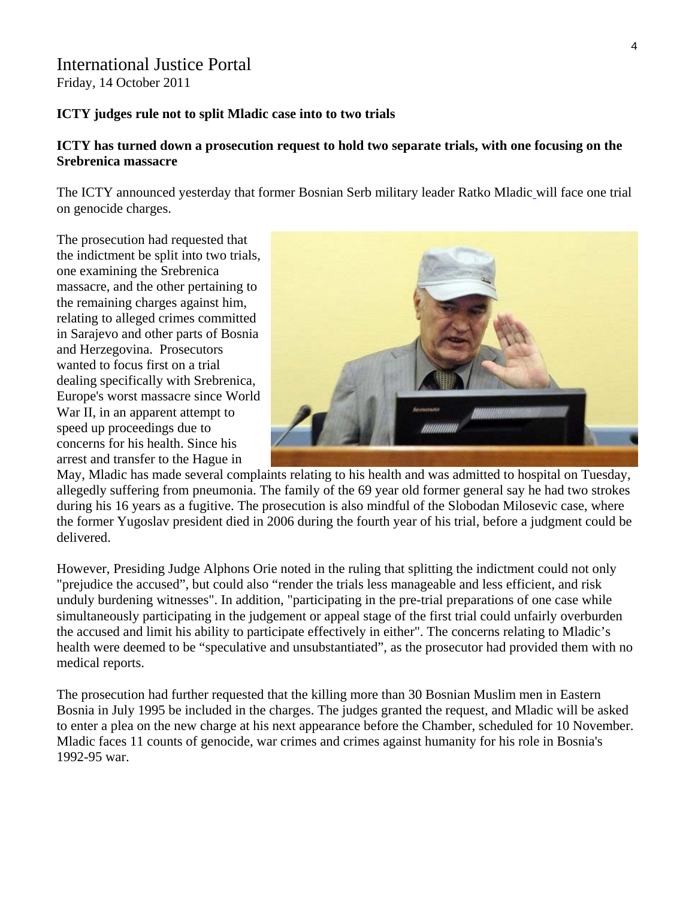# International Justice Portal

Friday, 14 October 2011

**ICTY judges rule not to split Mladic case into to two trials**

**ICTY has turned down a prosecution request to hold two separate trials, with one focusing on the Srebrenica massacre**

The ICTY announced yesterday that former Bosnian Serb military leader Ratko Mladic will face one trial on genocide charges.

The prosecution had requested that the indictment be split into two trials, one examining the Srebrenica massacre, and the other pertaining to the remaining charges against him, relating to alleged crimes committed in Sarajevo and other parts of Bosnia and Herzegovina. Prosecutors wanted to focus first on a trial dealing specifically with Srebrenica, Europe's worst massacre since World War II, in an apparent attempt to speed up proceedings due to concerns for his health. Since his arrest and transfer to the Hague in May, Mladic has made several complaints relating to his health and was admitted to hospital on Tuesday, allegedly suffering from pneumonia. The family of the 69 year old former general say he had two strokes during his 16 years as a fugitive. The prosecution is also mindful of the Slobodan Milosevic case, where the former Yugoslav president died in 2006 during the fourth year of his trial, before a judgment could be delivered.

However, Presiding Judge Alphons Orie noted in the ruling that splitting the indictment could not only "prejudice the accused", but could also "render the trials less manageable and less efficient, and risk unduly burdening witnesses". In addition, "participating in the pre-trial preparations of one case while simultaneously participating in the judgement or appeal stage of the first trial could unfairly overburden the accused and limit his ability to participate effectively in either". The concerns relating to Mladic's health were deemed to be "speculative and unsubstantiated", as the prosecutor had provided them with no medical reports.

The prosecution had further requested that the killing more than 30 Bosnian Muslim men in Eastern Bosnia in July 1995 be included in the charges. The judges granted the request, and Mladic will be asked to enter a plea on the new charge at his next appearance before the Chamber, scheduled for 10 November. Mladic faces 11 counts of genocide, war crimes and crimes against humanity for his role in Bosnia's 1992-95 war.